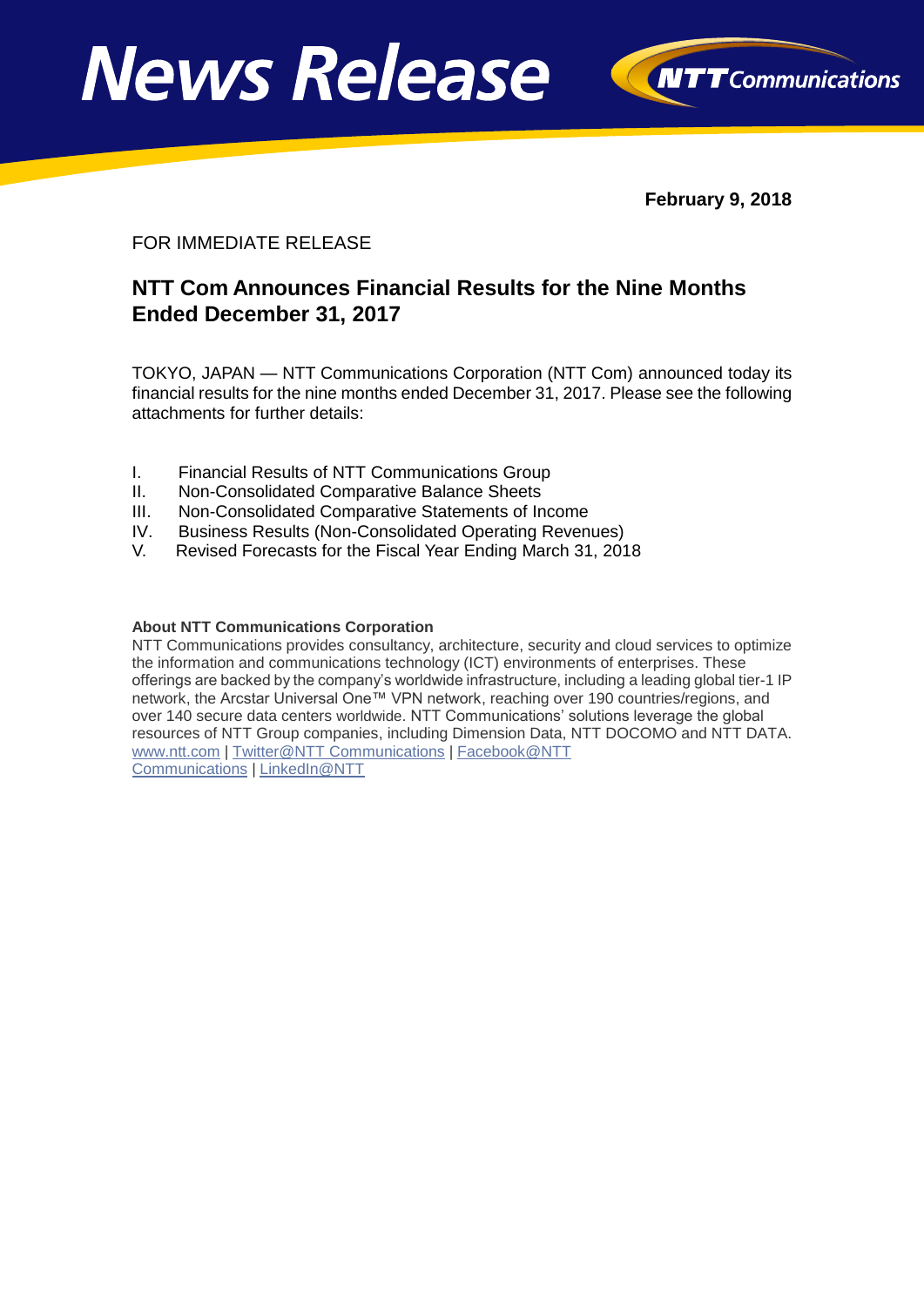# News Release

**February 9, 2018**

FOR IMMEDIATE RELEASE

## NTT Com Announces Financial Results for the Nine Months Ended December 31, 2017

TOKYO, JAPAN — NTT Communications Corporation (NTT Com) announced today its financial results for the nine months ended December 31, 2017. Please see the following attachments for further details:

I. Financial Results of NTT Communications Group
II. Non-Consolidated Comparative Balance Sheets
III. Non-Consolidated Comparative Statements of Income
IV. Business Results (Non-Consolidated Operating Revenues)
V. Revised Forecasts for the Fiscal Year Ending March 31, 2018

**About NTT Communications Corporation**

NTT Communications provides consultancy, architecture, security and cloud services to optimize the information and communications technology (ICT) environments of enterprises. These offerings are backed by the company's worldwide infrastructure, including a leading global tier-1 IP network, the Arcstar Universal One™ VPN network, reaching over 190 countries/regions, and over 140 secure data centers worldwide. NTT Communications' solutions leverage the global resources of NTT Group companies, including Dimension Data, NTT DOCOMO and NTT DATA.
www.ntt.com | Twitter@NTT Communications | Facebook@NTT Communications | LinkedIn@NTT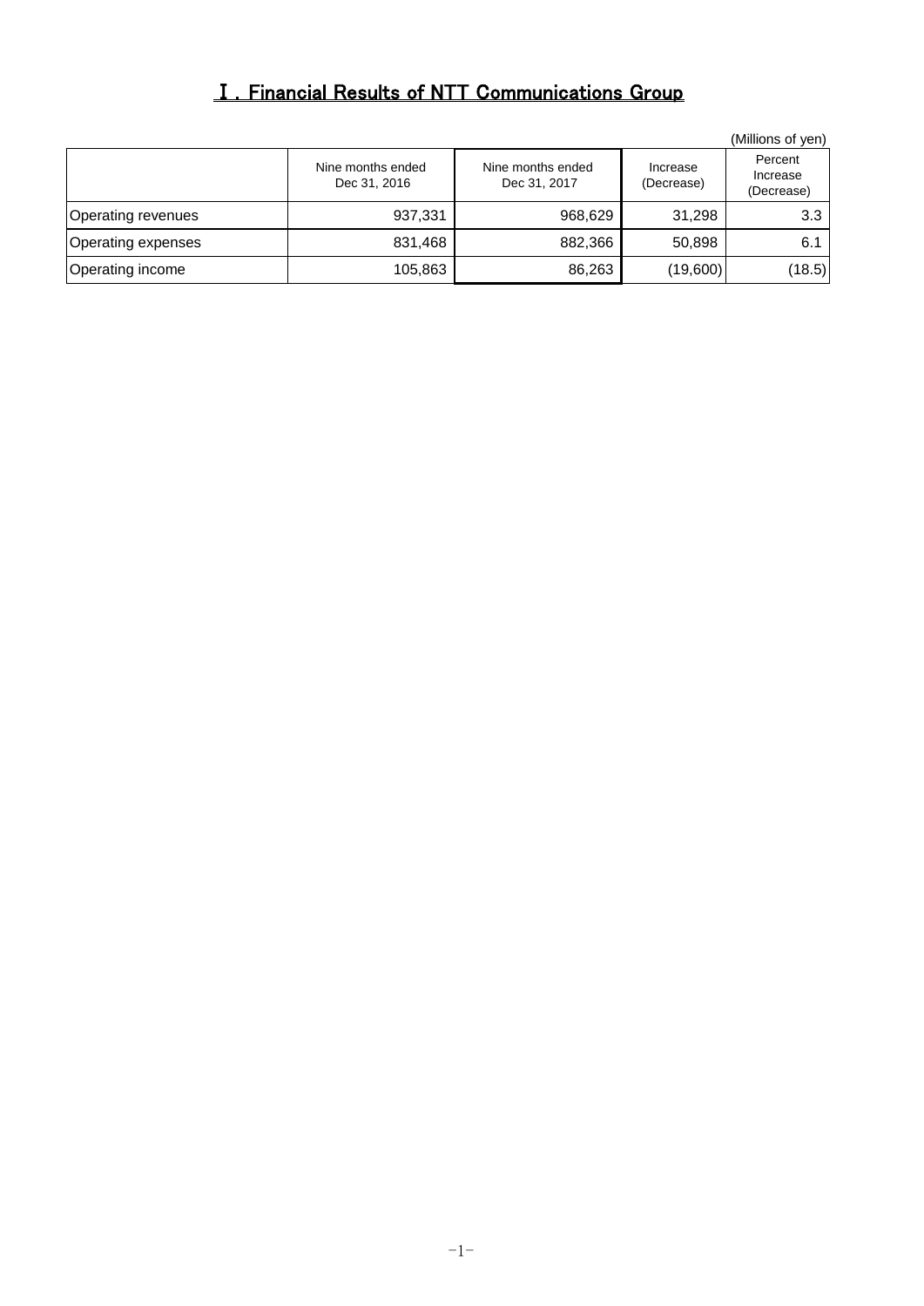# Ⅰ. Financial Results of NTT Communications Group

(Millions of yen)

| | Nine months ended Dec 31, 2016 | Nine months ended Dec 31, 2017 | Increase (Decrease) | Percent Increase (Decrease) |
|---|---|---|---|---|
| Operating revenues | 937,331 | 968,629 | 31,298 | 3.3 |
| Operating expenses | 831,468 | 882,366 | 50,898 | 6.1 |
| Operating income | 105,863 | 86,263 | (19,600) | (18.5) |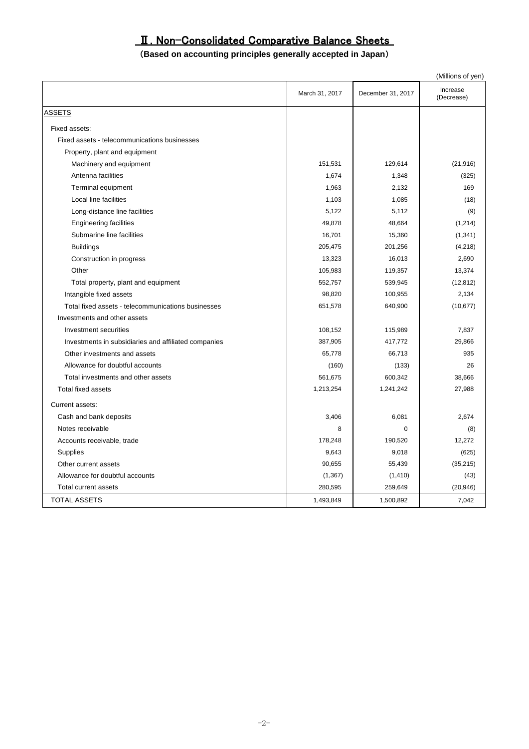# Ⅱ. Non-Consolidated Comparative Balance Sheets

**(Based on accounting principles generally accepted in Japan)**

(Millions of yen)

| | March 31, 2017 | December 31, 2017 | Increase (Decrease) |
|---|---|---|---|
| ASSETS | | | |
| Fixed assets: | | | |
| Fixed assets - telecommunications businesses | | | |
| Property, plant and equipment | | | |
| Machinery and equipment | 151,531 | 129,614 | (21,916) |
| Antenna facilities | 1,674 | 1,348 | (325) |
| Terminal equipment | 1,963 | 2,132 | 169 |
| Local line facilities | 1,103 | 1,085 | (18) |
| Long-distance line facilities | 5,122 | 5,112 | (9) |
| Engineering facilities | 49,878 | 48,664 | (1,214) |
| Submarine line facilities | 16,701 | 15,360 | (1,341) |
| Buildings | 205,475 | 201,256 | (4,218) |
| Construction in progress | 13,323 | 16,013 | 2,690 |
| Other | 105,983 | 119,357 | 13,374 |
| Total property, plant and equipment | 552,757 | 539,945 | (12,812) |
| Intangible fixed assets | 98,820 | 100,955 | 2,134 |
| Total fixed assets - telecommunications businesses | 651,578 | 640,900 | (10,677) |
| Investments and other assets | | | |
| Investment securities | 108,152 | 115,989 | 7,837 |
| Investments in subsidiaries and affiliated companies | 387,905 | 417,772 | 29,866 |
| Other investments and assets | 65,778 | 66,713 | 935 |
| Allowance for doubtful accounts | (160) | (133) | 26 |
| Total investments and other assets | 561,675 | 600,342 | 38,666 |
| Total fixed assets | 1,213,254 | 1,241,242 | 27,988 |
| Current assets: | | | |
| Cash and bank deposits | 3,406 | 6,081 | 2,674 |
| Notes receivable | 8 | 0 | (8) |
| Accounts receivable, trade | 178,248 | 190,520 | 12,272 |
| Supplies | 9,643 | 9,018 | (625) |
| Other current assets | 90,655 | 55,439 | (35,215) |
| Allowance for doubtful accounts | (1,367) | (1,410) | (43) |
| Total current assets | 280,595 | 259,649 | (20,946) |
| TOTAL ASSETS | 1,493,849 | 1,500,892 | 7,042 |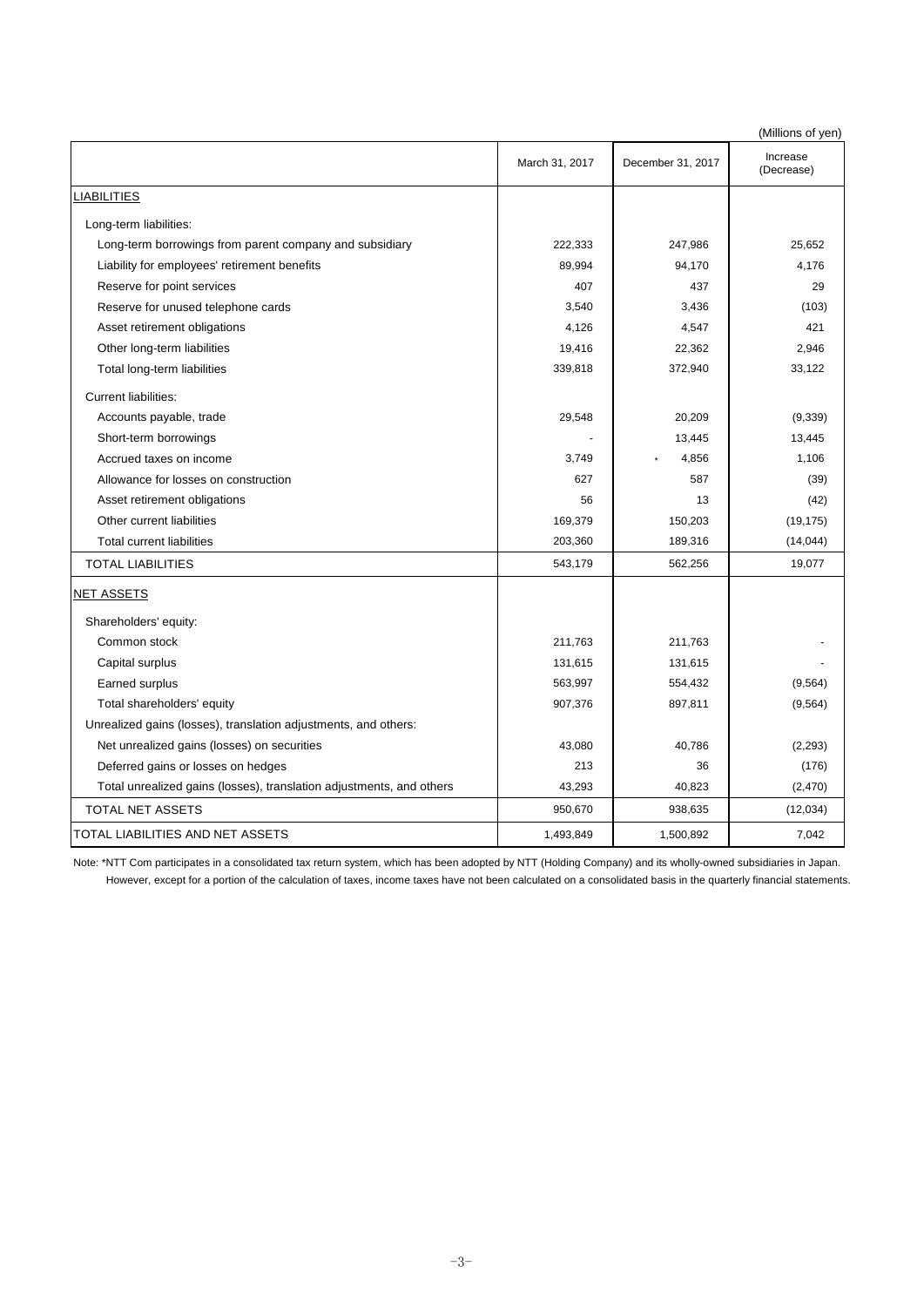(Millions of yen)

| | March 31, 2017 | December 31, 2017 | Increase (Decrease) |
|---|---|---|---|
| LIABILITIES | | | |
| Long-term liabilities: | | | |
| Long-term borrowings from parent company and subsidiary | 222,333 | 247,986 | 25,652 |
| Liability for employees' retirement benefits | 89,994 | 94,170 | 4,176 |
| Reserve for point services | 407 | 437 | 29 |
| Reserve for unused telephone cards | 3,540 | 3,436 | (103) |
| Asset retirement obligations | 4,126 | 4,547 | 421 |
| Other long-term liabilities | 19,416 | 22,362 | 2,946 |
| Total long-term liabilities | 339,818 | 372,940 | 33,122 |
| Current liabilities: | | | |
| Accounts payable, trade | 29,548 | 20,209 | (9,339) |
| Short-term borrowings | - | 13,445 | 13,445 |
| Accrued taxes on income | 3,749 | * 4,856 | 1,106 |
| Allowance for losses on construction | 627 | 587 | (39) |
| Asset retirement obligations | 56 | 13 | (42) |
| Other current liabilities | 169,379 | 150,203 | (19,175) |
| Total current liabilities | 203,360 | 189,316 | (14,044) |
| TOTAL LIABILITIES | 543,179 | 562,256 | 19,077 |
| NET ASSETS | | | |
| Shareholders' equity: | | | |
| Common stock | 211,763 | 211,763 | - |
| Capital surplus | 131,615 | 131,615 | - |
| Earned surplus | 563,997 | 554,432 | (9,564) |
| Total shareholders' equity | 907,376 | 897,811 | (9,564) |
| Unrealized gains (losses), translation adjustments, and others: | | | |
| Net unrealized gains (losses) on securities | 43,080 | 40,786 | (2,293) |
| Deferred gains or losses on hedges | 213 | 36 | (176) |
| Total unrealized gains (losses), translation adjustments, and others | 43,293 | 40,823 | (2,470) |
| TOTAL NET ASSETS | 950,670 | 938,635 | (12,034) |
| TOTAL LIABILITIES AND NET ASSETS | 1,493,849 | 1,500,892 | 7,042 |

Note: *NTT Com participates in a consolidated tax return system, which has been adopted by NTT (Holding Company) and its wholly-owned subsidiaries in Japan. However, except for a portion of the calculation of taxes, income taxes have not been calculated on a consolidated basis in the quarterly financial statements.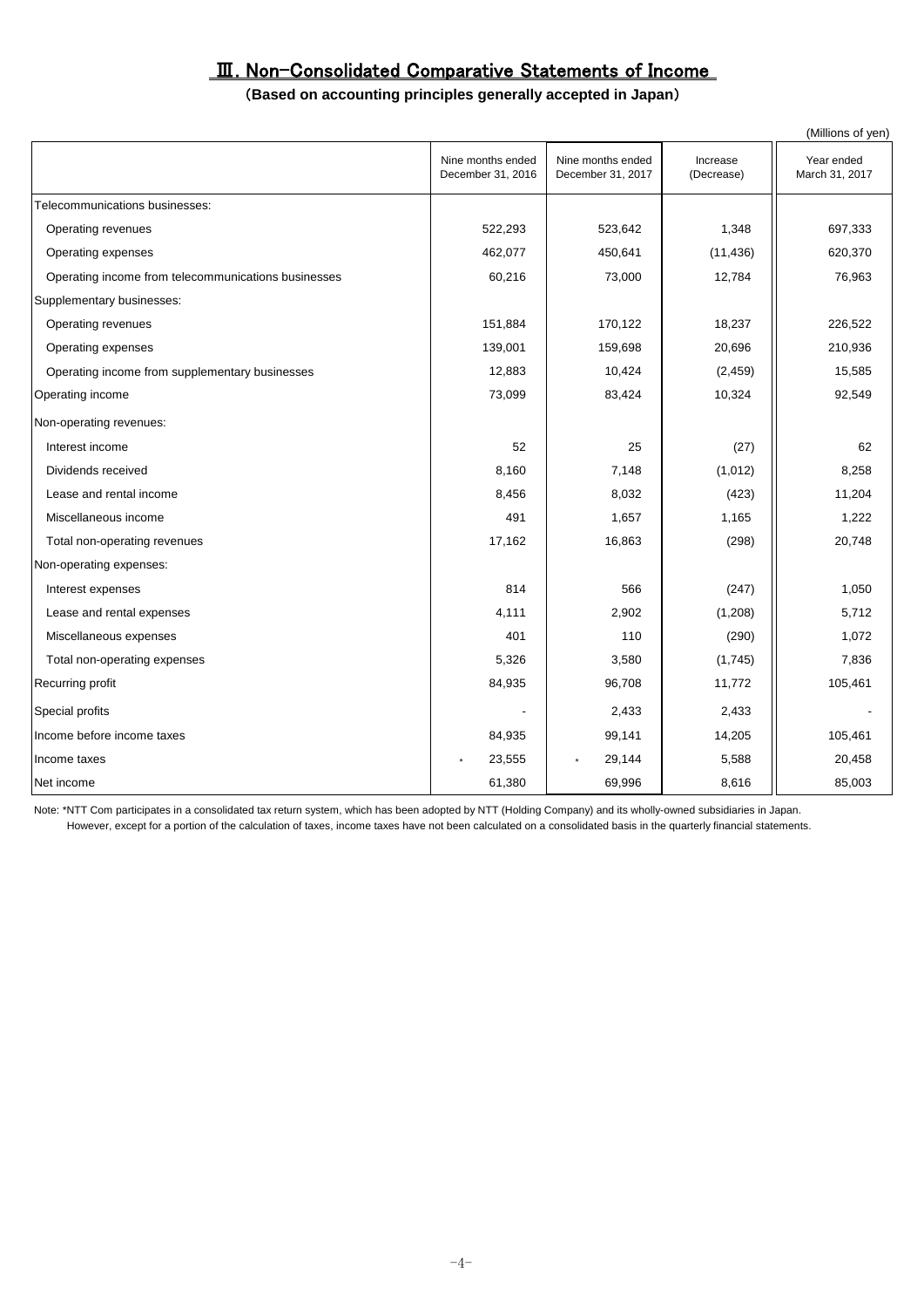# Ⅲ. Non-Consolidated Comparative Statements of Income

**(Based on accounting principles generally accepted in Japan)**

(Millions of yen)

| | Nine months ended December 31, 2016 | Nine months ended December 31, 2017 | Increase (Decrease) | Year ended March 31, 2017 |
|---|---|---|---|---|
| Telecommunications businesses: | | | | |
| Operating revenues | 522,293 | 523,642 | 1,348 | 697,333 |
| Operating expenses | 462,077 | 450,641 | (11,436) | 620,370 |
| Operating income from telecommunications businesses | 60,216 | 73,000 | 12,784 | 76,963 |
| Supplementary businesses: | | | | |
| Operating revenues | 151,884 | 170,122 | 18,237 | 226,522 |
| Operating expenses | 139,001 | 159,698 | 20,696 | 210,936 |
| Operating income from supplementary businesses | 12,883 | 10,424 | (2,459) | 15,585 |
| Operating income | 73,099 | 83,424 | 10,324 | 92,549 |
| Non-operating revenues: | | | | |
| Interest income | 52 | 25 | (27) | 62 |
| Dividends received | 8,160 | 7,148 | (1,012) | 8,258 |
| Lease and rental income | 8,456 | 8,032 | (423) | 11,204 |
| Miscellaneous income | 491 | 1,657 | 1,165 | 1,222 |
| Total non-operating revenues | 17,162 | 16,863 | (298) | 20,748 |
| Non-operating expenses: | | | | |
| Interest expenses | 814 | 566 | (247) | 1,050 |
| Lease and rental expenses | 4,111 | 2,902 | (1,208) | 5,712 |
| Miscellaneous expenses | 401 | 110 | (290) | 1,072 |
| Total non-operating expenses | 5,326 | 3,580 | (1,745) | 7,836 |
| Recurring profit | 84,935 | 96,708 | 11,772 | 105,461 |
| Special profits | - | 2,433 | 2,433 | - |
| Income before income taxes | 84,935 | 99,141 | 14,205 | 105,461 |
| Income taxes | * 23,555 | * 29,144 | 5,588 | 20,458 |
| Net income | 61,380 | 69,996 | 8,616 | 85,003 |

Note: *NTT Com participates in a consolidated tax return system, which has been adopted by NTT (Holding Company) and its wholly-owned subsidiaries in Japan.
However, except for a portion of the calculation of taxes, income taxes have not been calculated on a consolidated basis in the quarterly financial statements.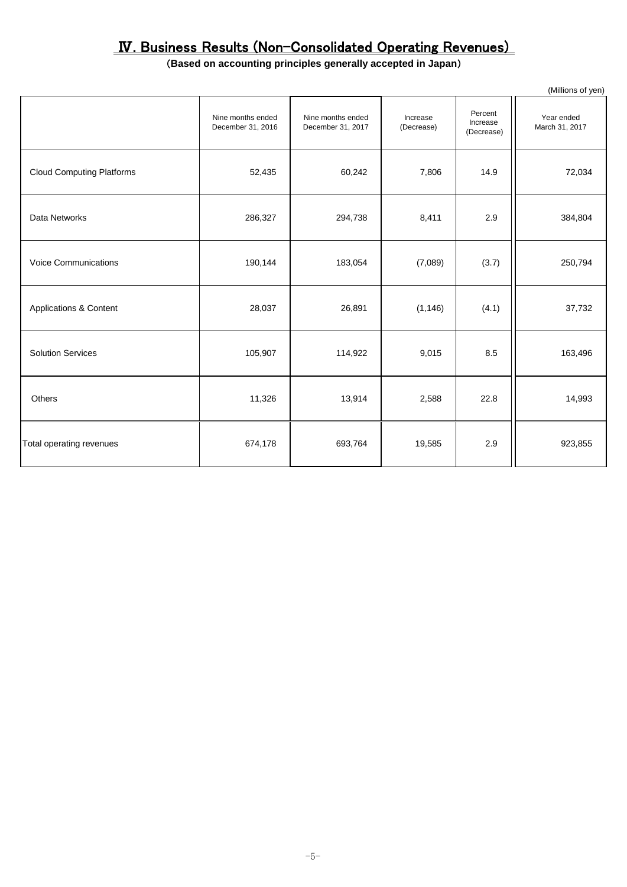# Ⅳ. Business Results (Non-Consolidated Operating Revenues)

**(Based on accounting principles generally accepted in Japan)**

(Millions of yen)

| | Nine months ended December 31, 2016 | Nine months ended December 31, 2017 | Increase (Decrease) | Percent Increase (Decrease) | Year ended March 31, 2017 |
|---|---|---|---|---|---|
| Cloud Computing Platforms | 52,435 | 60,242 | 7,806 | 14.9 | 72,034 |
| Data Networks | 286,327 | 294,738 | 8,411 | 2.9 | 384,804 |
| Voice Communications | 190,144 | 183,054 | (7,089) | (3.7) | 250,794 |
| Applications & Content | 28,037 | 26,891 | (1,146) | (4.1) | 37,732 |
| Solution Services | 105,907 | 114,922 | 9,015 | 8.5 | 163,496 |
| Others | 11,326 | 13,914 | 2,588 | 22.8 | 14,993 |
| Total operating revenues | 674,178 | 693,764 | 19,585 | 2.9 | 923,855 |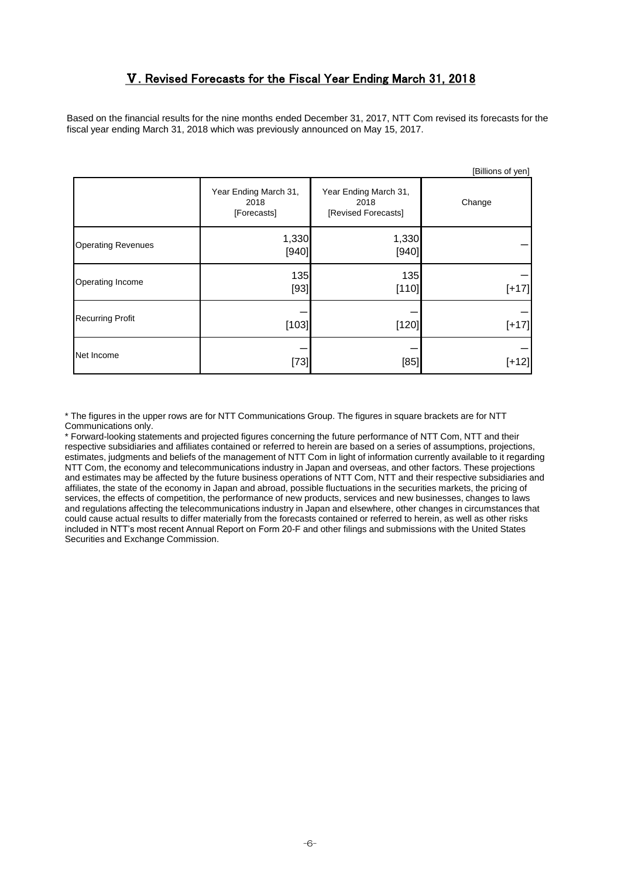## V. Revised Forecasts for the Fiscal Year Ending March 31, 2018

Based on the financial results for the nine months ended December 31, 2017, NTT Com revised its forecasts for the fiscal year ending March 31, 2018 which was previously announced on May 15, 2017.

[Billions of yen]

| | Year Ending March 31, 2018 [Forecasts] | Year Ending March 31, 2018 [Revised Forecasts] | Change |
|---|---|---|---|
| Operating Revenues | 1,330<br>[940] | 1,330<br>[940] | — |
| Operating Income | 135<br>[93] | 135<br>[110] | —<br>[+17] |
| Recurring Profit | —<br>[103] | —<br>[120] | —<br>[+17] |
| Net Income | —<br>[73] | —<br>[85] | —<br>[+12] |

* The figures in the upper rows are for NTT Communications Group. The figures in square brackets are for NTT Communications only.

* Forward-looking statements and projected figures concerning the future performance of NTT Com, NTT and their respective subsidiaries and affiliates contained or referred to herein are based on a series of assumptions, projections, estimates, judgments and beliefs of the management of NTT Com in light of information currently available to it regarding NTT Com, the economy and telecommunications industry in Japan and overseas, and other factors. These projections and estimates may be affected by the future business operations of NTT Com, NTT and their respective subsidiaries and affiliates, the state of the economy in Japan and abroad, possible fluctuations in the securities markets, the pricing of services, the effects of competition, the performance of new products, services and new businesses, changes to laws and regulations affecting the telecommunications industry in Japan and elsewhere, other changes in circumstances that could cause actual results to differ materially from the forecasts contained or referred to herein, as well as other risks included in NTT's most recent Annual Report on Form 20-F and other filings and submissions with the United States Securities and Exchange Commission.